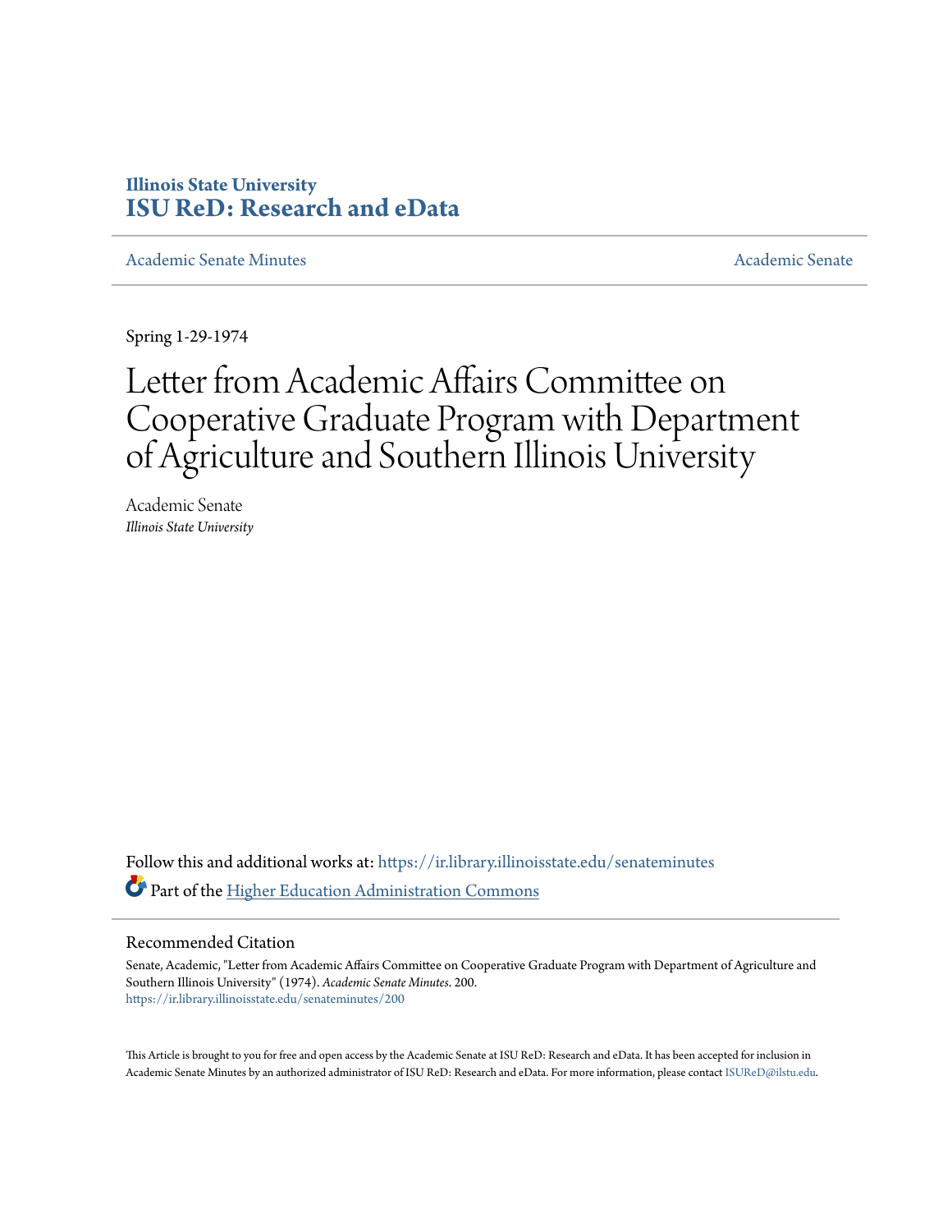Illinois State University
# ISU ReD: Research and eData

Academic Senate Minutes | Academic Senate

Spring 1-29-1974

# Letter from Academic Affairs Committee on Cooperative Graduate Program with Department of Agriculture and Southern Illinois University

Academic Senate
*Illinois State University*

Follow this and additional works at: https://ir.library.illinoisstate.edu/senateminutes

Part of the Higher Education Administration Commons

## Recommended Citation

Senate, Academic, "Letter from Academic Affairs Committee on Cooperative Graduate Program with Department of Agriculture and Southern Illinois University" (1974). *Academic Senate Minutes*. 200.
https://ir.library.illinoisstate.edu/senateminutes/200

This Article is brought to you for free and open access by the Academic Senate at ISU ReD: Research and eData. It has been accepted for inclusion in Academic Senate Minutes by an authorized administrator of ISU ReD: Research and eData. For more information, please contact ISUReD@ilstu.edu.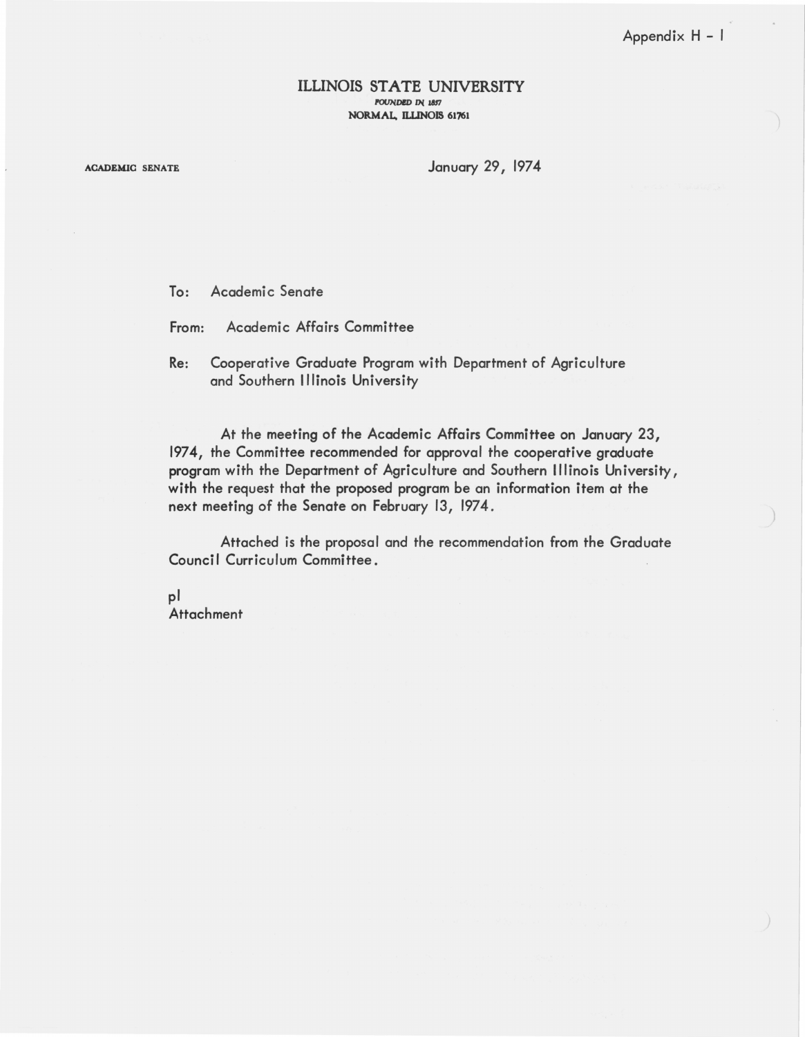Appendix H - I

# ILLINOIS STATE UNIVERSITY

FOUNDED IN 1857
NORMAL, ILLINOIS 61761

ACADEMIC SENATE

January 29, 1974

To: Academic Senate

From: Academic Affairs Committee

Re: Cooperative Graduate Program with Department of Agriculture and Southern Illinois University

At the meeting of the Academic Affairs Committee on January 23, 1974, the Committee recommended for approval the cooperative graduate program with the Department of Agriculture and Southern Illinois University, with the request that the proposed program be an information item at the next meeting of the Senate on February 13, 1974.

Attached is the proposal and the recommendation from the Graduate Council Curriculum Committee.

pl
Attachment